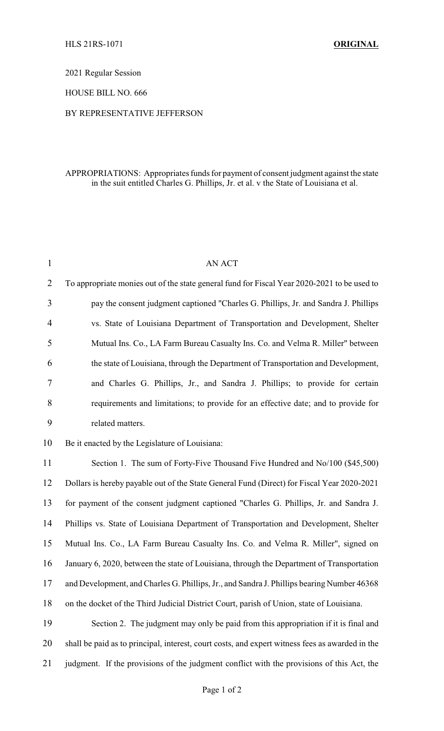HLS 21RS-1071 **ORIGINAL**

2021 Regular Session

HOUSE BILL NO. 666

BY REPRESENTATIVE JEFFERSON

APPROPRIATIONS: Appropriates funds for payment of consent judgment against the state in the suit entitled Charles G. Phillips, Jr. et al. v the State of Louisiana et al.

AN ACT

To appropriate monies out of the state general fund for Fiscal Year 2020-2021 to be used to pay the consent judgment captioned "Charles G. Phillips, Jr. and Sandra J. Phillips vs. State of Louisiana Department of Transportation and Development, Shelter Mutual Ins. Co., LA Farm Bureau Casualty Ins. Co. and Velma R. Miller" between the state of Louisiana, through the Department of Transportation and Development, and Charles G. Phillips, Jr., and Sandra J. Phillips; to provide for certain requirements and limitations; to provide for an effective date; and to provide for related matters.

Be it enacted by the Legislature of Louisiana:

Section 1. The sum of Forty-Five Thousand Five Hundred and No/100 ($45,500) Dollars is hereby payable out of the State General Fund (Direct) for Fiscal Year 2020-2021 for payment of the consent judgment captioned "Charles G. Phillips, Jr. and Sandra J. Phillips vs. State of Louisiana Department of Transportation and Development, Shelter Mutual Ins. Co., LA Farm Bureau Casualty Ins. Co. and Velma R. Miller", signed on January 6, 2020, between the state of Louisiana, through the Department of Transportation and Development, and Charles G. Phillips, Jr., and Sandra J. Phillips bearing Number 46368 on the docket of the Third Judicial District Court, parish of Union, state of Louisiana.

Section 2. The judgment may only be paid from this appropriation if it is final and shall be paid as to principal, interest, court costs, and expert witness fees as awarded in the judgment. If the provisions of the judgment conflict with the provisions of this Act, the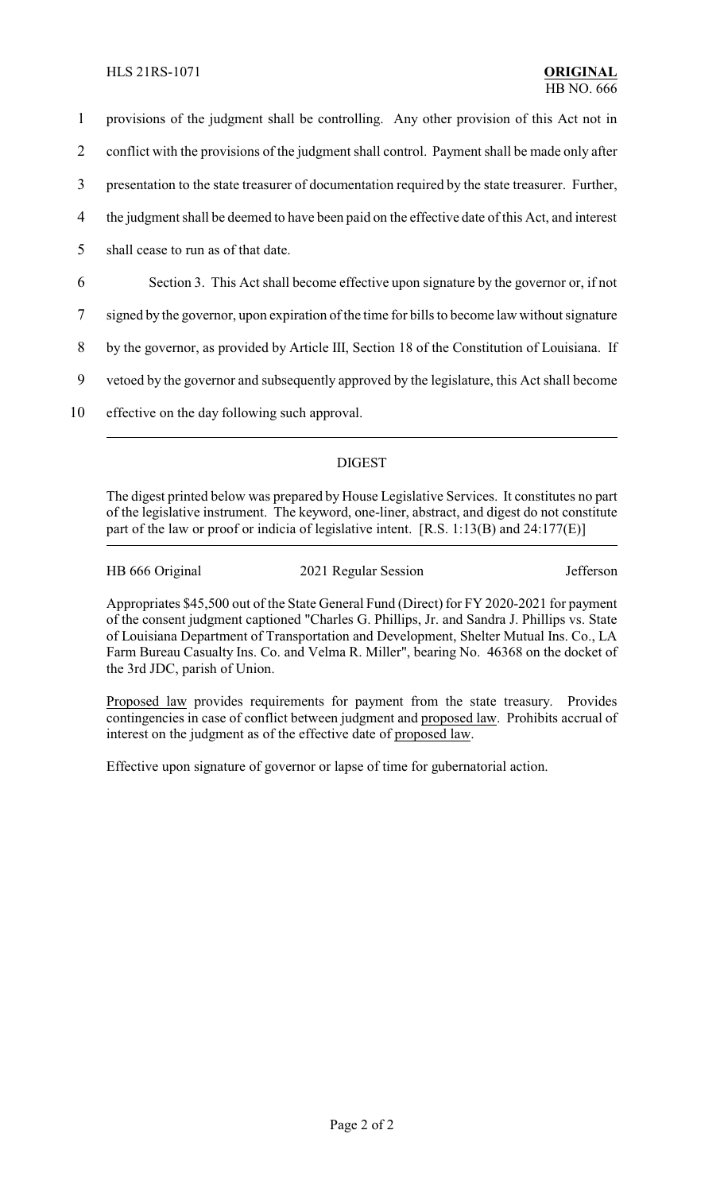provisions of the judgment shall be controlling. Any other provision of this Act not in conflict with the provisions of the judgment shall control. Payment shall be made only after presentation to the state treasurer of documentation required by the state treasurer. Further, the judgment shall be deemed to have been paid on the effective date of this Act, and interest shall cease to run as of that date.

Section 3. This Act shall become effective upon signature by the governor or, if not signed by the governor, upon expiration of the time for bills to become law without signature by the governor, as provided by Article III, Section 18 of the Constitution of Louisiana. If vetoed by the governor and subsequently approved by the legislature, this Act shall become effective on the day following such approval.

## DIGEST

The digest printed below was prepared by House Legislative Services. It constitutes no part of the legislative instrument. The keyword, one-liner, abstract, and digest do not constitute part of the law or proof or indicia of legislative intent. [R.S. 1:13(B) and 24:177(E)]

HB 666 Original | 2021 Regular Session | Jefferson

Appropriates $45,500 out of the State General Fund (Direct) for FY 2020-2021 for payment of the consent judgment captioned "Charles G. Phillips, Jr. and Sandra J. Phillips vs. State of Louisiana Department of Transportation and Development, Shelter Mutual Ins. Co., LA Farm Bureau Casualty Ins. Co. and Velma R. Miller", bearing No. 46368 on the docket of the 3rd JDC, parish of Union.

Proposed law provides requirements for payment from the state treasury. Provides contingencies in case of conflict between judgment and proposed law. Prohibits accrual of interest on the judgment as of the effective date of proposed law.

Effective upon signature of governor or lapse of time for gubernatorial action.